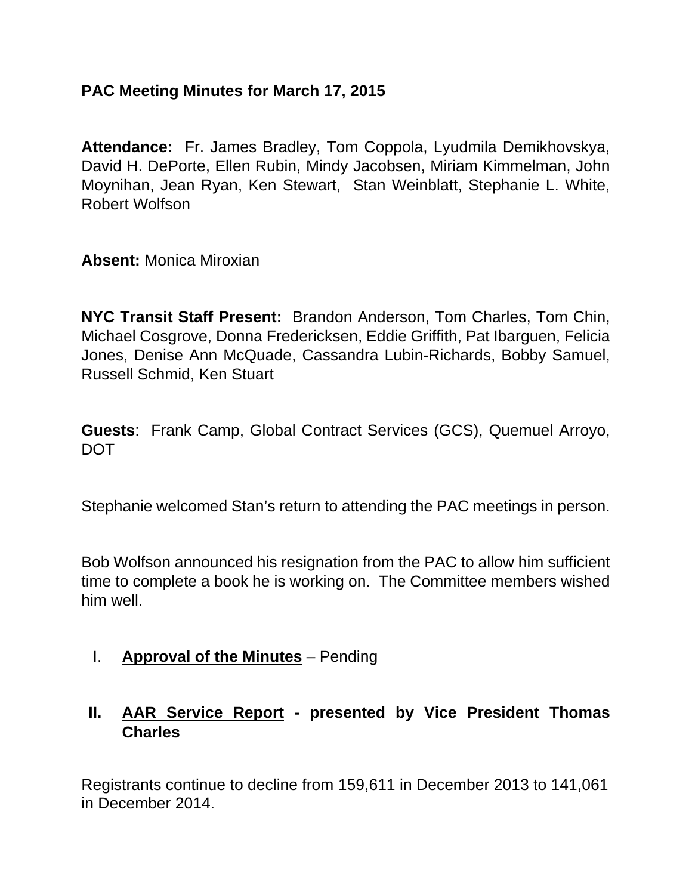**PAC Meeting Minutes for March 17, 2015**

**Attendance:** Fr. James Bradley, Tom Coppola, Lyudmila Demikhovskya, David H. DePorte, Ellen Rubin, Mindy Jacobsen, Miriam Kimmelman, John Moynihan, Jean Ryan, Ken Stewart, Stan Weinblatt, Stephanie L. White, Robert Wolfson

**Absent:** Monica Miroxian

**NYC Transit Staff Present:** Brandon Anderson, Tom Charles, Tom Chin, Michael Cosgrove, Donna Fredericksen, Eddie Griffith, Pat Ibarguen, Felicia Jones, Denise Ann McQuade, Cassandra Lubin-Richards, Bobby Samuel, Russell Schmid, Ken Stuart

**Guests**: Frank Camp, Global Contract Services (GCS), Quemuel Arroyo, DOT

Stephanie welcomed Stan's return to attending the PAC meetings in person.

Bob Wolfson announced his resignation from the PAC to allow him sufficient time to complete a book he is working on. The Committee members wished him well.

I. **<u>Approval of the Minutes</u>** – Pending

II. **<u>AAR Service Report</u> - presented by Vice President Thomas Charles**

Registrants continue to decline from 159,611 in December 2013 to 141,061 in December 2014.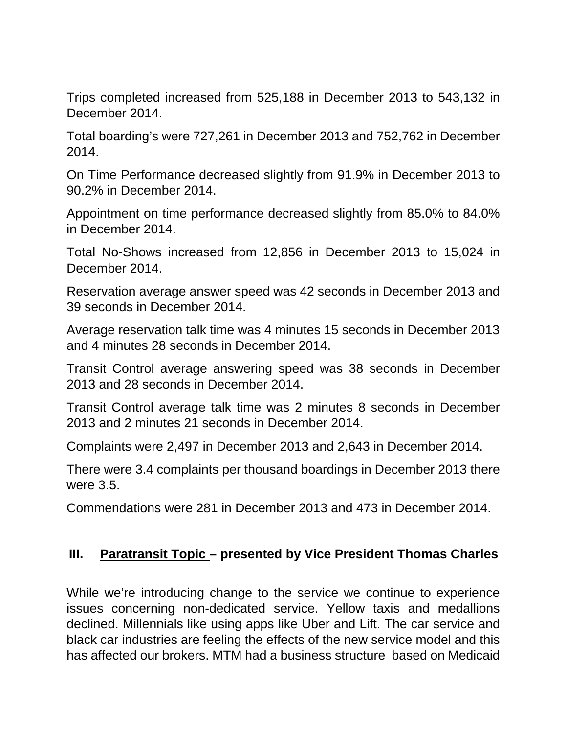Trips completed increased from 525,188 in December 2013 to 543,132 in December 2014.

Total boarding's were 727,261 in December 2013 and 752,762 in December 2014.

On Time Performance decreased slightly from 91.9% in December 2013 to 90.2% in December 2014.

Appointment on time performance decreased slightly from 85.0% to 84.0% in December 2014.

Total No-Shows increased from 12,856 in December 2013 to 15,024 in December 2014.

Reservation average answer speed was 42 seconds in December 2013 and 39 seconds in December 2014.

Average reservation talk time was 4 minutes 15 seconds in December 2013 and 4 minutes 28 seconds in December 2014.

Transit Control average answering speed was 38 seconds in December 2013 and 28 seconds in December 2014.

Transit Control average talk time was 2 minutes 8 seconds in December 2013 and 2 minutes 21 seconds in December 2014.

Complaints were 2,497 in December 2013 and 2,643 in December 2014.

There were 3.4 complaints per thousand boardings in December 2013 there were 3.5.

Commendations were 281 in December 2013 and 473 in December 2014.

## III. Paratransit Topic – presented by Vice President Thomas Charles

While we're introducing change to the service we continue to experience issues concerning non-dedicated service. Yellow taxis and medallions declined. Millennials like using apps like Uber and Lift. The car service and black car industries are feeling the effects of the new service model and this has affected our brokers. MTM had a business structure based on Medicaid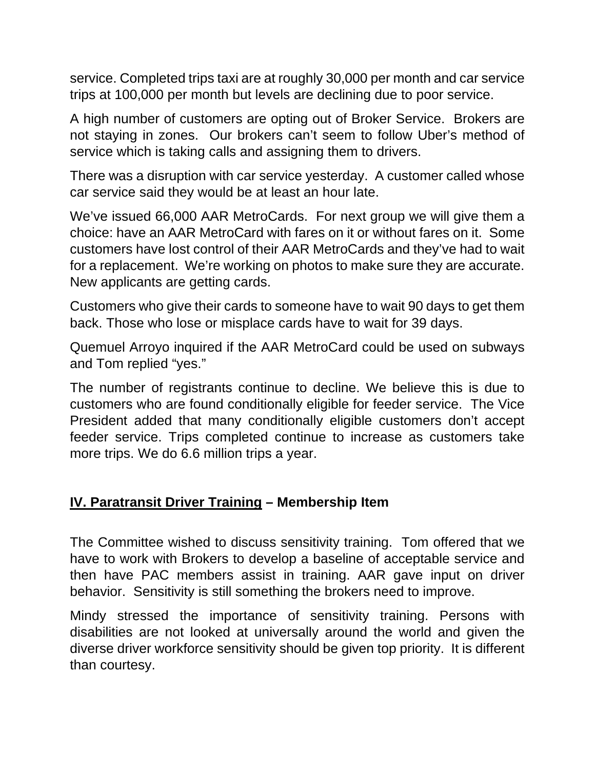service. Completed trips taxi are at roughly 30,000 per month and car service trips at 100,000 per month but levels are declining due to poor service.

A high number of customers are opting out of Broker Service. Brokers are not staying in zones. Our brokers can't seem to follow Uber's method of service which is taking calls and assigning them to drivers.

There was a disruption with car service yesterday. A customer called whose car service said they would be at least an hour late.

We've issued 66,000 AAR MetroCards. For next group we will give them a choice: have an AAR MetroCard with fares on it or without fares on it. Some customers have lost control of their AAR MetroCards and they've had to wait for a replacement. We're working on photos to make sure they are accurate. New applicants are getting cards.

Customers who give their cards to someone have to wait 90 days to get them back. Those who lose or misplace cards have to wait for 39 days.

Quemuel Arroyo inquired if the AAR MetroCard could be used on subways and Tom replied "yes."

The number of registrants continue to decline. We believe this is due to customers who are found conditionally eligible for feeder service. The Vice President added that many conditionally eligible customers don't accept feeder service. Trips completed continue to increase as customers take more trips. We do 6.6 million trips a year.

## <u>IV. Paratransit Driver Training</u> – Membership Item

The Committee wished to discuss sensitivity training. Tom offered that we have to work with Brokers to develop a baseline of acceptable service and then have PAC members assist in training. AAR gave input on driver behavior. Sensitivity is still something the brokers need to improve.

Mindy stressed the importance of sensitivity training. Persons with disabilities are not looked at universally around the world and given the diverse driver workforce sensitivity should be given top priority. It is different than courtesy.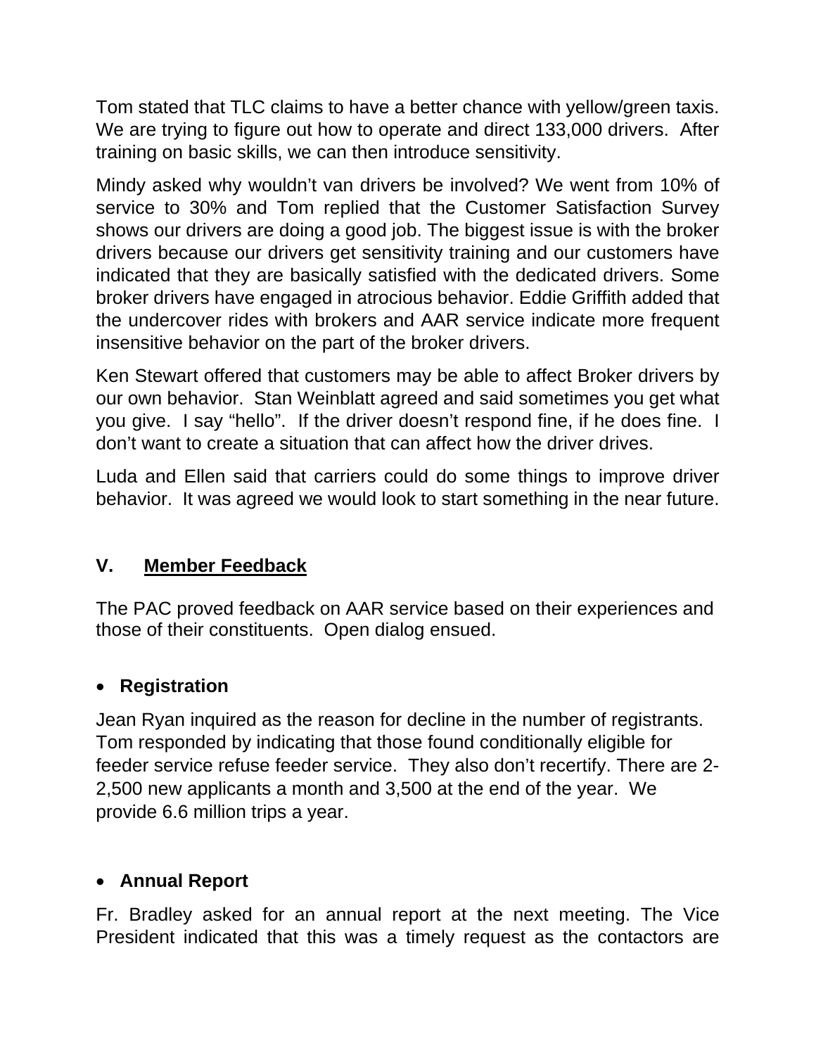Tom stated that TLC claims to have a better chance with yellow/green taxis. We are trying to figure out how to operate and direct 133,000 drivers. After training on basic skills, we can then introduce sensitivity.

Mindy asked why wouldn't van drivers be involved? We went from 10% of service to 30% and Tom replied that the Customer Satisfaction Survey shows our drivers are doing a good job. The biggest issue is with the broker drivers because our drivers get sensitivity training and our customers have indicated that they are basically satisfied with the dedicated drivers. Some broker drivers have engaged in atrocious behavior. Eddie Griffith added that the undercover rides with brokers and AAR service indicate more frequent insensitive behavior on the part of the broker drivers.

Ken Stewart offered that customers may be able to affect Broker drivers by our own behavior. Stan Weinblatt agreed and said sometimes you get what you give. I say "hello". If the driver doesn't respond fine, if he does fine. I don't want to create a situation that can affect how the driver drives.

Luda and Ellen said that carriers could do some things to improve driver behavior. It was agreed we would look to start something in the near future.

## V. <u>Member Feedback</u>

The PAC proved feedback on AAR service based on their experiences and those of their constituents. Open dialog ensued.

- **Registration**

Jean Ryan inquired as the reason for decline in the number of registrants. Tom responded by indicating that those found conditionally eligible for feeder service refuse feeder service. They also don't recertify. There are 2-2,500 new applicants a month and 3,500 at the end of the year. We provide 6.6 million trips a year.

- **Annual Report**

Fr. Bradley asked for an annual report at the next meeting. The Vice President indicated that this was a timely request as the contactors are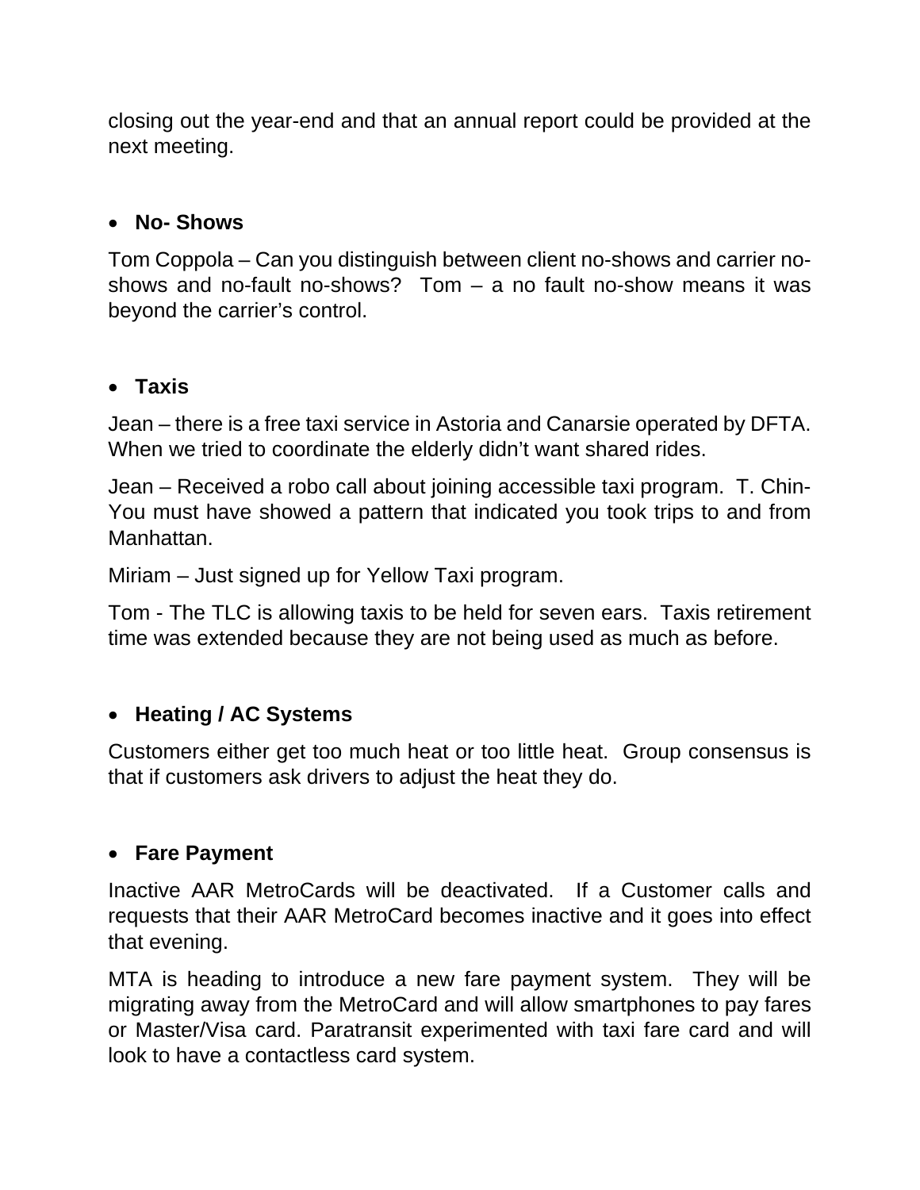closing out the year-end and that an annual report could be provided at the next meeting.

- **No- Shows**

Tom Coppola – Can you distinguish between client no-shows and carrier no-shows and no-fault no-shows? Tom – a no fault no-show means it was beyond the carrier's control.

- **Taxis**

Jean – there is a free taxi service in Astoria and Canarsie operated by DFTA. When we tried to coordinate the elderly didn't want shared rides.

Jean – Received a robo call about joining accessible taxi program. T. Chin- You must have showed a pattern that indicated you took trips to and from Manhattan.

Miriam – Just signed up for Yellow Taxi program.

Tom - The TLC is allowing taxis to be held for seven ears. Taxis retirement time was extended because they are not being used as much as before.

- **Heating / AC Systems**

Customers either get too much heat or too little heat. Group consensus is that if customers ask drivers to adjust the heat they do.

- **Fare Payment**

Inactive AAR MetroCards will be deactivated. If a Customer calls and requests that their AAR MetroCard becomes inactive and it goes into effect that evening.

MTA is heading to introduce a new fare payment system. They will be migrating away from the MetroCard and will allow smartphones to pay fares or Master/Visa card. Paratransit experimented with taxi fare card and will look to have a contactless card system.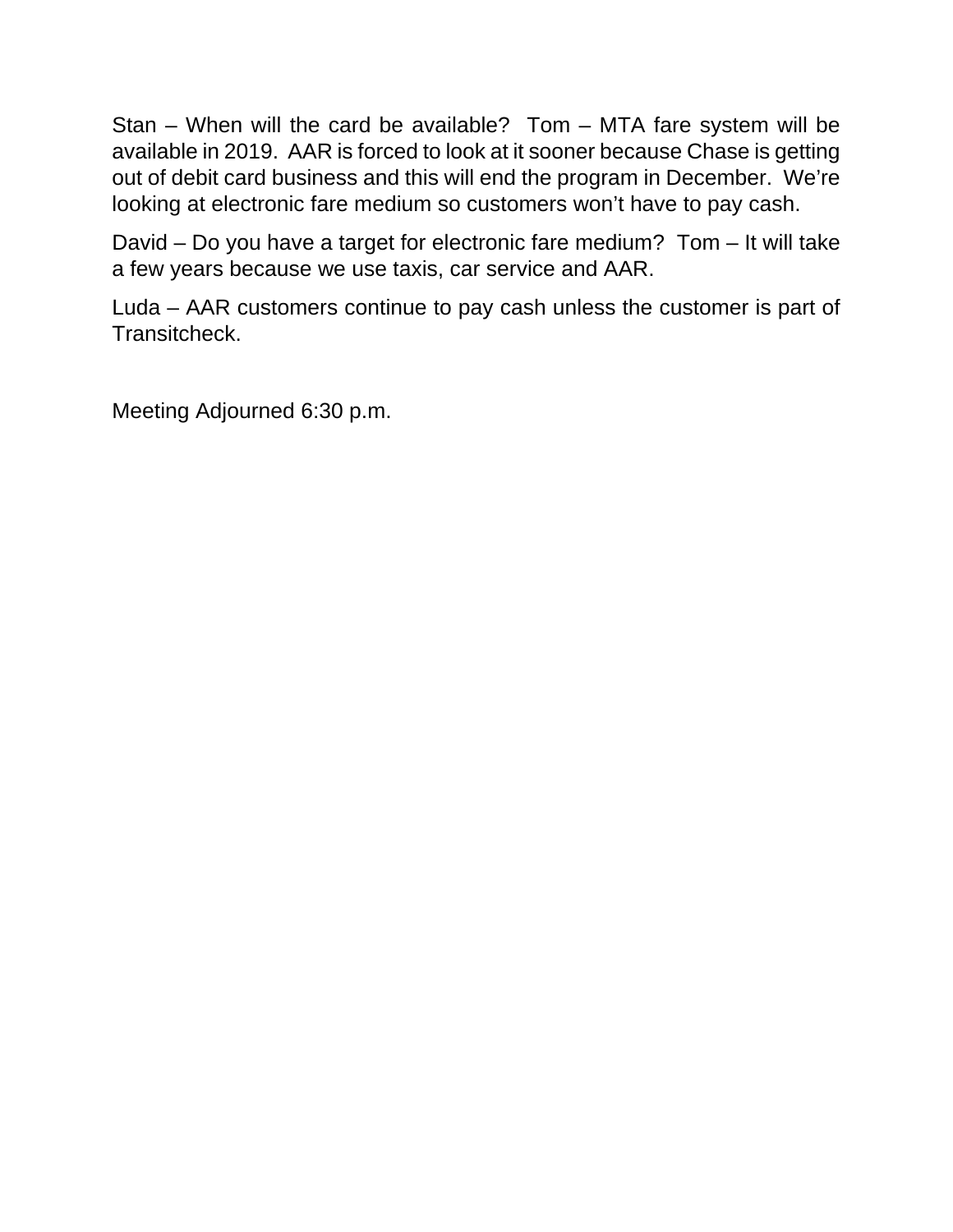Stan – When will the card be available? Tom – MTA fare system will be available in 2019. AAR is forced to look at it sooner because Chase is getting out of debit card business and this will end the program in December. We're looking at electronic fare medium so customers won't have to pay cash.

David – Do you have a target for electronic fare medium? Tom – It will take a few years because we use taxis, car service and AAR.

Luda – AAR customers continue to pay cash unless the customer is part of Transitcheck.

Meeting Adjourned 6:30 p.m.